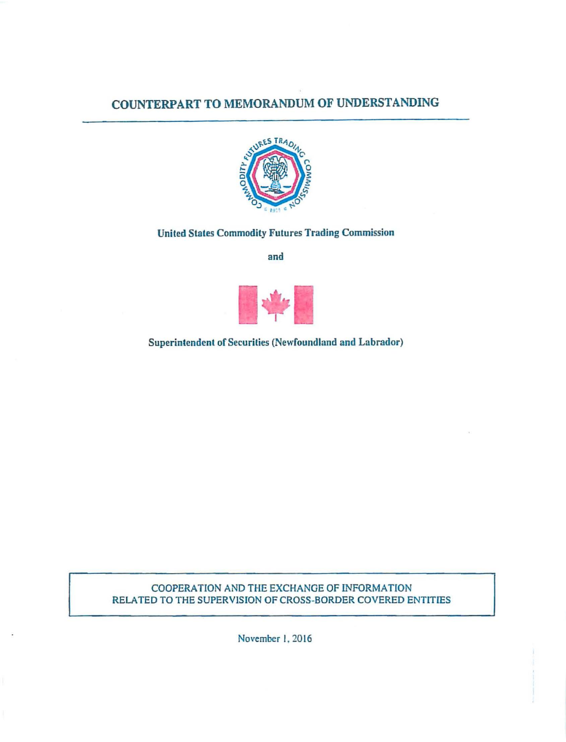# COUNTERPART TO MEMORANDUM OF UNDERSTANDING

**United States Commodity Futures Trading Commission**

**and**

**Superintendent of Securities (Newfoundland and Labrador)**

COOPERATION AND THE EXCHANGE OF INFORMATION
RELATED TO THE SUPERVISION OF CROSS-BORDER COVERED ENTITIES

November 1, 2016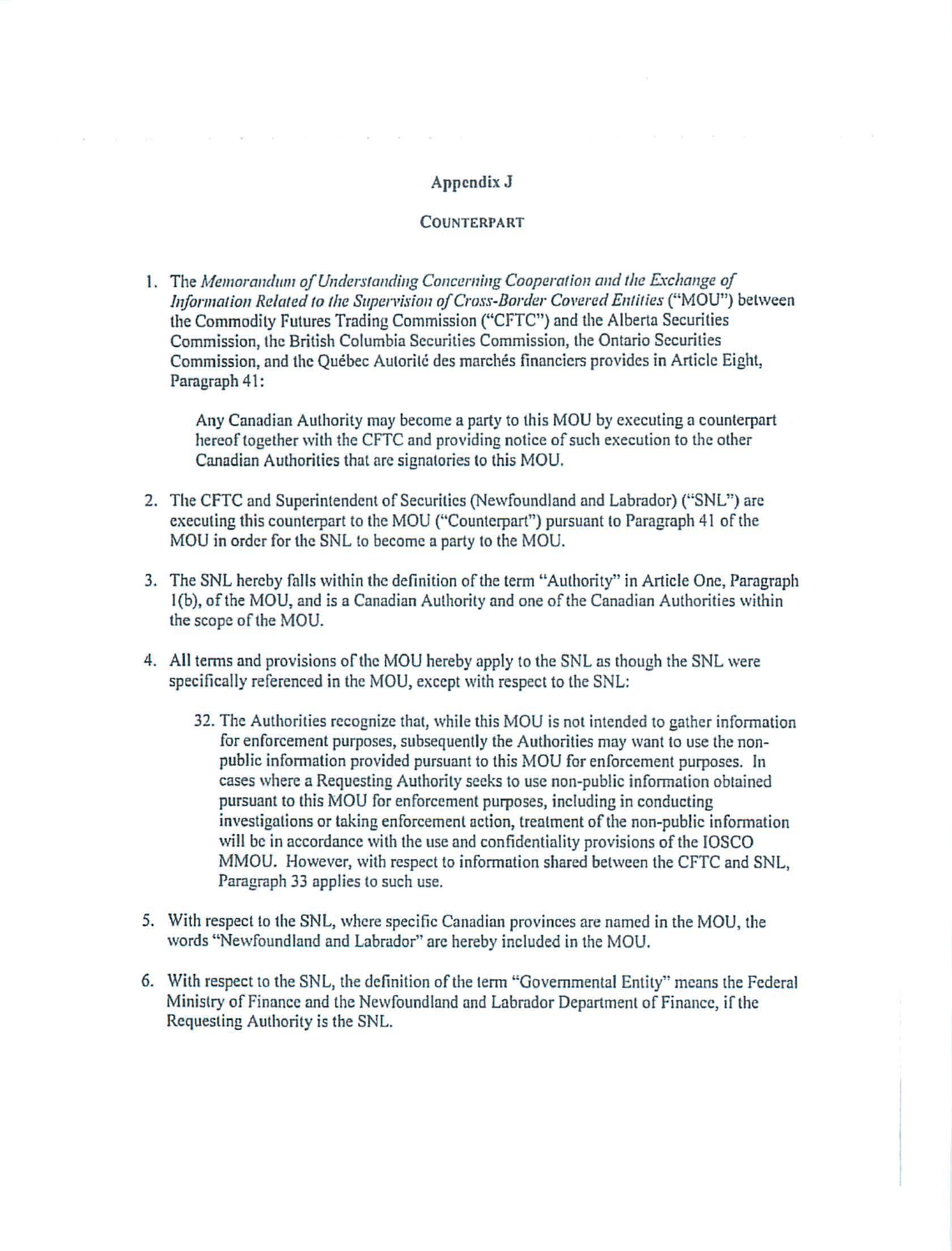# Appendix J

## Counterpart

1. The *Memorandum of Understanding Concerning Cooperation and the Exchange of Information Related to the Supervision of Cross-Border Covered Entities* ("MOU") between the Commodity Futures Trading Commission ("CFTC") and the Alberta Securities Commission, the British Columbia Securities Commission, the Ontario Securities Commission, and the Québec Autorité des marchés financiers provides in Article Eight, Paragraph 41:

   Any Canadian Authority may become a party to this MOU by executing a counterpart hereof together with the CFTC and providing notice of such execution to the other Canadian Authorities that are signatories to this MOU.

2. The CFTC and Superintendent of Securities (Newfoundland and Labrador) ("SNL") are executing this counterpart to the MOU ("Counterpart") pursuant to Paragraph 41 of the MOU in order for the SNL to become a party to the MOU.

3. The SNL hereby falls within the definition of the term "Authority" in Article One, Paragraph 1(b), of the MOU, and is a Canadian Authority and one of the Canadian Authorities within the scope of the MOU.

4. All terms and provisions of the MOU hereby apply to the SNL as though the SNL were specifically referenced in the MOU, except with respect to the SNL:

   32. The Authorities recognize that, while this MOU is not intended to gather information for enforcement purposes, subsequently the Authorities may want to use the non-public information provided pursuant to this MOU for enforcement purposes. In cases where a Requesting Authority seeks to use non-public information obtained pursuant to this MOU for enforcement purposes, including in conducting investigations or taking enforcement action, treatment of the non-public information will be in accordance with the use and confidentiality provisions of the IOSCO MMOU. However, with respect to information shared between the CFTC and SNL, Paragraph 33 applies to such use.

5. With respect to the SNL, where specific Canadian provinces are named in the MOU, the words "Newfoundland and Labrador" are hereby included in the MOU.

6. With respect to the SNL, the definition of the term "Governmental Entity" means the Federal Ministry of Finance and the Newfoundland and Labrador Department of Finance, if the Requesting Authority is the SNL.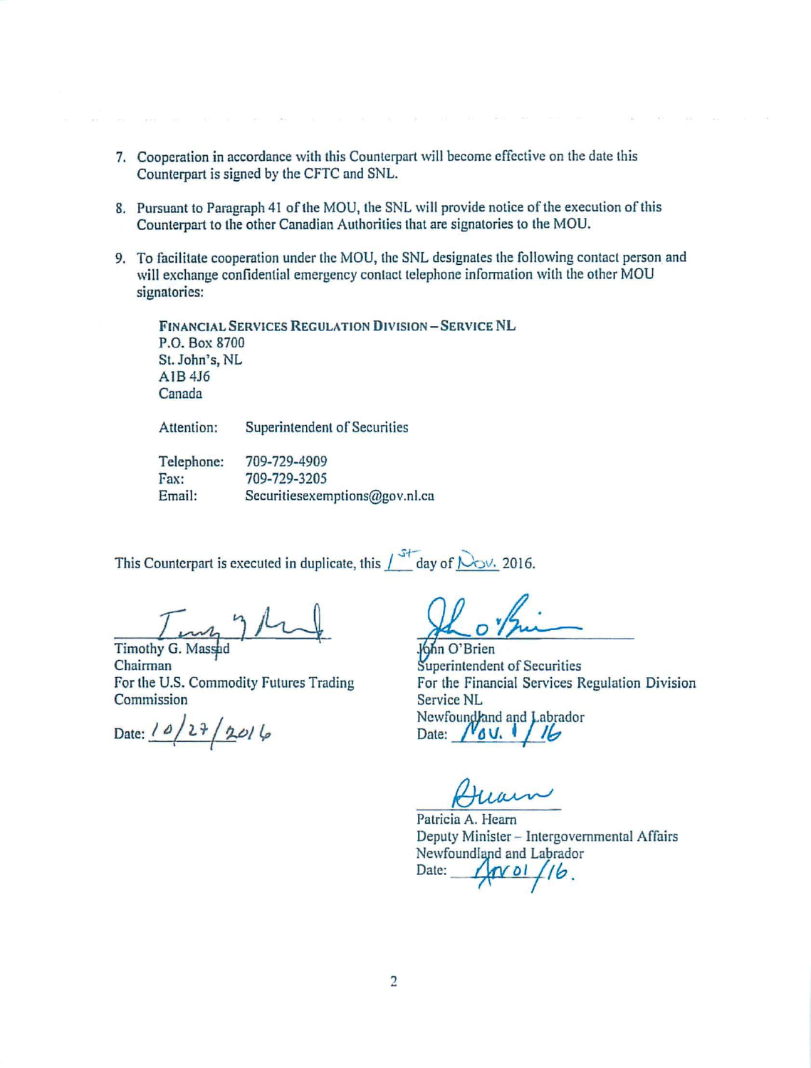7. Cooperation in accordance with this Counterpart will become effective on the date this Counterpart is signed by the CFTC and SNL.

8. Pursuant to Paragraph 41 of the MOU, the SNL will provide notice of the execution of this Counterpart to the other Canadian Authorities that are signatories to the MOU.

9. To facilitate cooperation under the MOU, the SNL designates the following contact person and will exchange confidential emergency contact telephone information with the other MOU signatories:

   **FINANCIAL SERVICES REGULATION DIVISION – SERVICE NL**
   P.O. Box 8700
   St. John's, NL
   A1B 4J6
   Canada

   | | |
   |---|---|
   | Attention: | Superintendent of Securities |
   | Telephone: | 709-729-4909 |
   | Fax: | 709-729-3205 |
   | Email: | Securitiesexemptions@gov.nl.ca |

This Counterpart is executed in duplicate, this 1st day of Nov. 2016.

Timothy G. Massad
Chairman
For the U.S. Commodity Futures Trading Commission
Date: 10/27/2016

John O'Brien
Superintendent of Securities
For the Financial Services Regulation Division
Service NL
Newfoundland and Labrador
Date: Nov. 1/16

Patricia A. Hearn
Deputy Minister – Intergovernmental Affairs
Newfoundland and Labrador
Date: Nov 01/16.